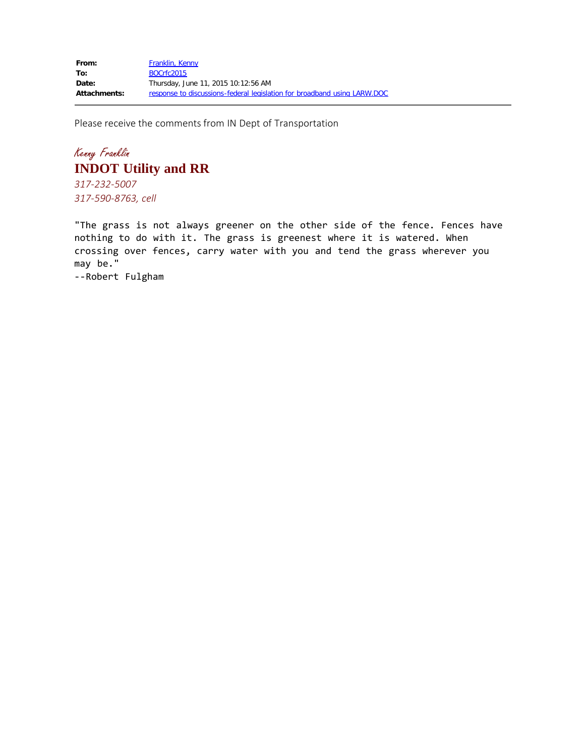| | |
|---|---|
| **From:** | Franklin, Kenny |
| **To:** | BOCrfc2015 |
| **Date:** | Thursday, June 11, 2015 10:12:56 AM |
| **Attachments:** | response to discussions-federal legislation for broadband using LARW.DOC |

Please receive the comments from IN Dept of Transportation

*Kenny Franklin*

**INDOT Utility and RR**

*317-232-5007*

*317-590-8763, cell*

"The grass is not always greener on the other side of the fence. Fences have nothing to do with it. The grass is greenest where it is watered. When crossing over fences, carry water with you and tend the grass wherever you may be."

--Robert Fulgham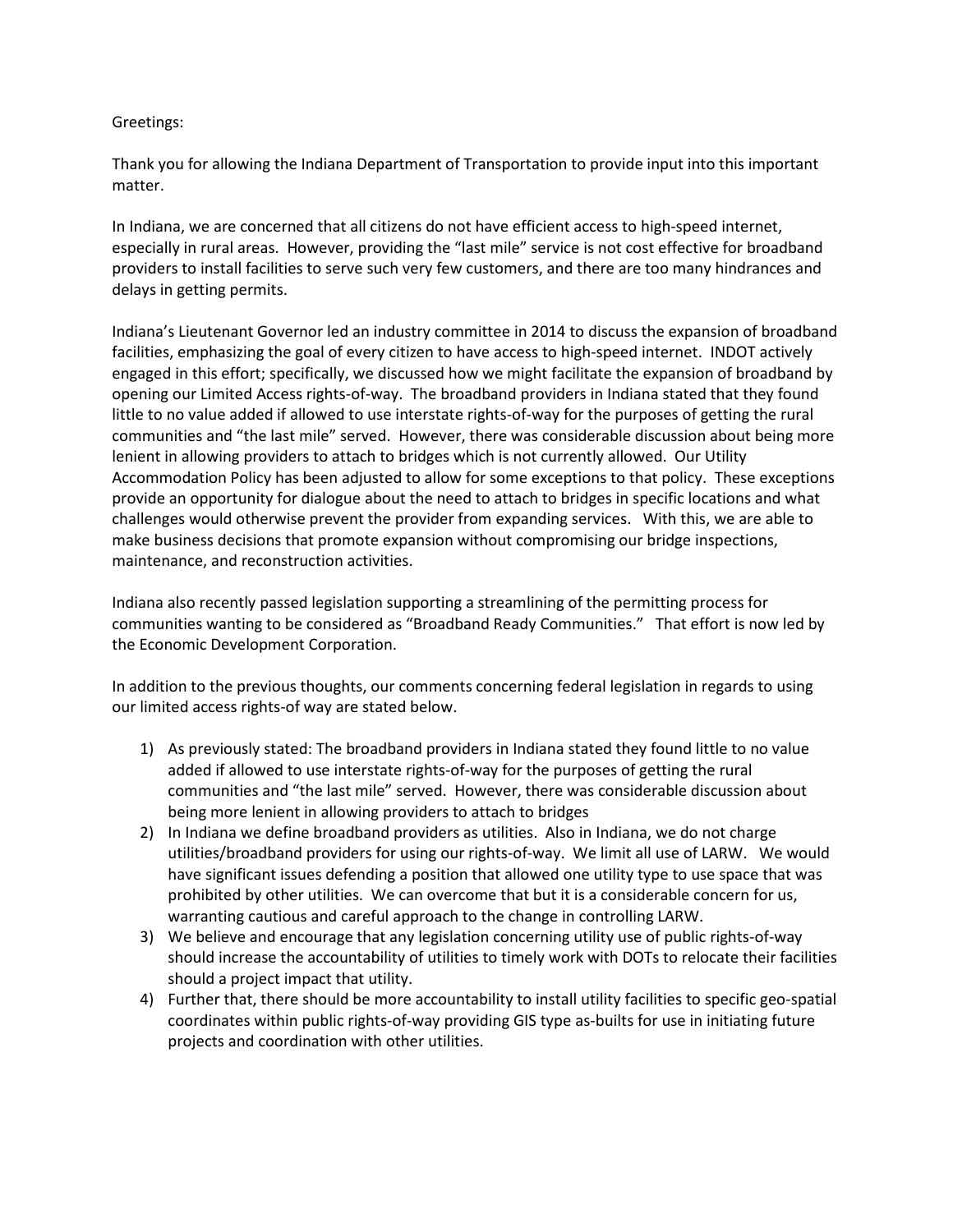Greetings:

Thank you for allowing the Indiana Department of Transportation to provide input into this important matter.

In Indiana, we are concerned that all citizens do not have efficient access to high-speed internet, especially in rural areas. However, providing the "last mile" service is not cost effective for broadband providers to install facilities to serve such very few customers, and there are too many hindrances and delays in getting permits.

Indiana's Lieutenant Governor led an industry committee in 2014 to discuss the expansion of broadband facilities, emphasizing the goal of every citizen to have access to high-speed internet. INDOT actively engaged in this effort; specifically, we discussed how we might facilitate the expansion of broadband by opening our Limited Access rights-of-way. The broadband providers in Indiana stated that they found little to no value added if allowed to use interstate rights-of-way for the purposes of getting the rural communities and "the last mile" served. However, there was considerable discussion about being more lenient in allowing providers to attach to bridges which is not currently allowed. Our Utility Accommodation Policy has been adjusted to allow for some exceptions to that policy. These exceptions provide an opportunity for dialogue about the need to attach to bridges in specific locations and what challenges would otherwise prevent the provider from expanding services. With this, we are able to make business decisions that promote expansion without compromising our bridge inspections, maintenance, and reconstruction activities.

Indiana also recently passed legislation supporting a streamlining of the permitting process for communities wanting to be considered as "Broadband Ready Communities." That effort is now led by the Economic Development Corporation.

In addition to the previous thoughts, our comments concerning federal legislation in regards to using our limited access rights-of way are stated below.

1) As previously stated: The broadband providers in Indiana stated they found little to no value added if allowed to use interstate rights-of-way for the purposes of getting the rural communities and "the last mile" served. However, there was considerable discussion about being more lenient in allowing providers to attach to bridges
2) In Indiana we define broadband providers as utilities. Also in Indiana, we do not charge utilities/broadband providers for using our rights-of-way. We limit all use of LARW. We would have significant issues defending a position that allowed one utility type to use space that was prohibited by other utilities. We can overcome that but it is a considerable concern for us, warranting cautious and careful approach to the change in controlling LARW.
3) We believe and encourage that any legislation concerning utility use of public rights-of-way should increase the accountability of utilities to timely work with DOTs to relocate their facilities should a project impact that utility.
4) Further that, there should be more accountability to install utility facilities to specific geo-spatial coordinates within public rights-of-way providing GIS type as-builts for use in initiating future projects and coordination with other utilities.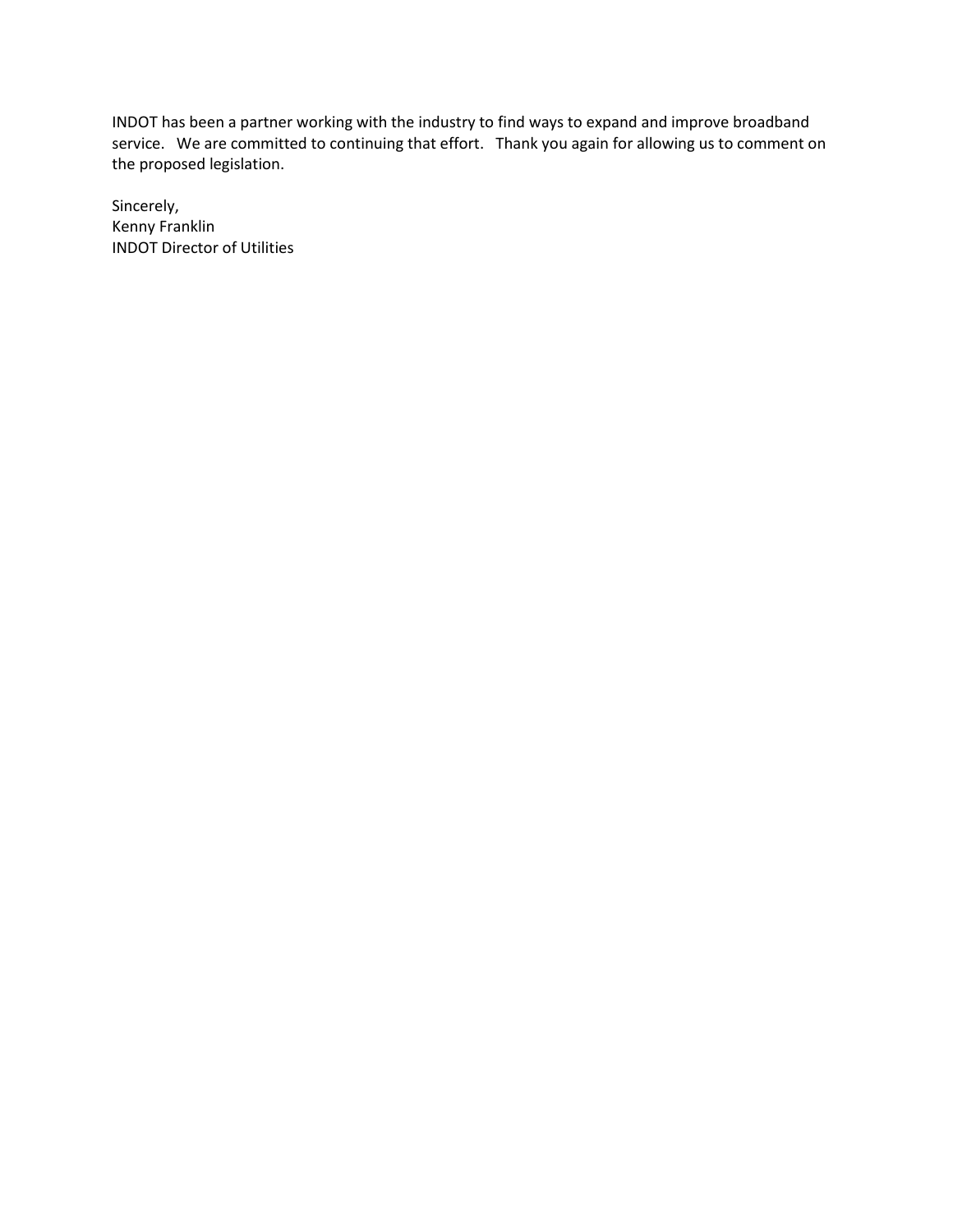INDOT has been a partner working with the industry to find ways to expand and improve broadband service. We are committed to continuing that effort. Thank you again for allowing us to comment on the proposed legislation.

Sincerely,  
Kenny Franklin  
INDOT Director of Utilities